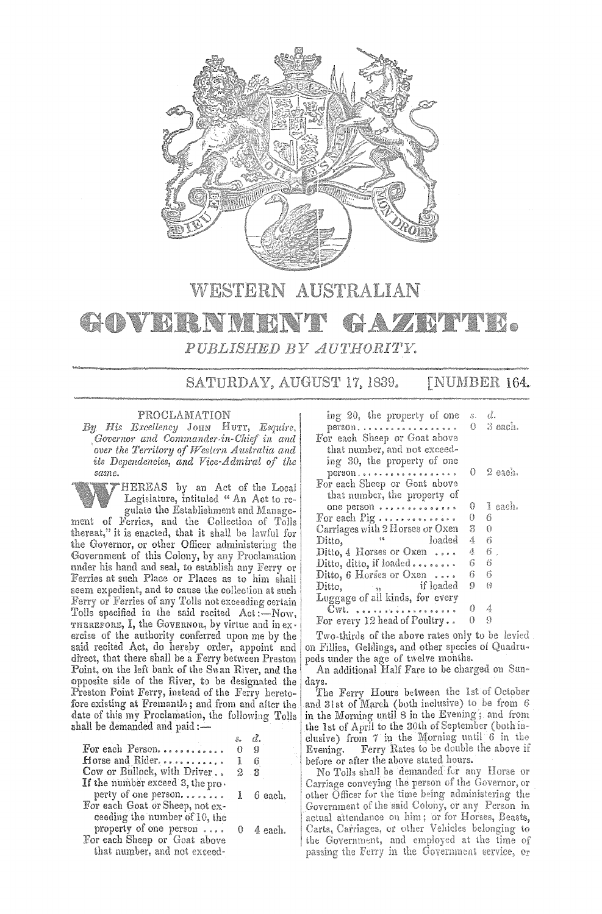# WESTERN AUSTRALIAN

# GOVERNMENT GAZETTE.

*PUBLISHED BY AUTHORITY.*

SATURDAY, AUGUST 17, 1839. [NUMBER 164.

## PROCLAMATION

*By His Excellency* JOHN HUTT, *Esquire, Governor and Commander-in-Chief in and over the Territory of Western Australia and its Dependencies, and Vice-Admiral of the same.*

WHEREAS by an Act of the Local Legislature, intituled "An Act to regulate the Establishment and Management of Ferries, and the Collection of Tolls thereat," it is enacted, that it shall be lawful for the Governor, or other Officer administering the Government of this Colony, by any Proclamation under his hand and seal, to establish any Ferry or Ferries at such Place or Places as to him shall seem expedient, and to cause the collection at such Ferry or Ferries of any Tolls not exceeding certain Tolls specified in the said recited Act:—Now, THEREFORE, I, the GOVERNOR, by virtue and in exercise of the authority conferred upon me by the said recited Act, do hereby order, appoint and direct, that there shall be a Ferry between Preston Point, on the left bank of the Swan River, and the opposite side of the River, to be designated the Preston Point Ferry, instead of the Ferry heretofore existing at Fremantle; and from and after the date of this my Proclamation, the following Tolls shall be demanded and paid:—

| | s. | d. |
|---|---|---|
| For each Person | 0 | 9 |
| Horse and Rider | 1 | 6 |
| Cow or Bullock, with Driver | 2 | 3 |
| If the number exceed 3, the property of one person | 1 | 6 each. |
| For each Goat or Sheep, not exceeding the number of 10, the property of one person | 0 | 4 each. |
| For each Sheep or Goat above that number, and not exceeding 20, the property of one person | 0 | 3 each. |
| For each Sheep or Goat above that number, and not exceeding 30, the property of one person | 0 | 2 each. |
| For each Sheep or Goat above that number, the property of one person | 0 | 1 each. |
| For each Pig | 0 | 6 |
| Carriages with 2 Horses or Oxen | 3 | 0 |
| Ditto, " loaded | 4 | 6 |
| Ditto, 4 Horses or Oxen | 4 | 6 |
| Ditto, ditto, if loaded | 6 | 6 |
| Ditto, 6 Horses or Oxen | 6 | 6 |
| Ditto, " if loaded | 9 | 0 |
| Luggage of all kinds, for every Cwt. | 0 | 4 |
| For every 12 head of Poultry | 0 | 9 |

Two-thirds of the above rates only to be levied on Fillies, Geldings, and other species of Quadrupeds under the age of twelve months.

An additional Half Fare to be charged on Sundays.

The Ferry Hours between the 1st of October and 31st of March (both inclusive) to be from 6 in the Morning until 8 in the Evening; and from the 1st of April to the 30th of September (both inclusive) from 7 in the Morning until 6 in the Evening. Ferry Rates to be double the above if before or after the above stated hours.

No Tolls shall be demanded for any Horse or Carriage conveying the person of the Governor, or other Officer for the time being administering the Government of the said Colony, or any Person in actual attendance on him; or for Horses, Beasts, Carts, Carriages, or other Vehicles belonging to the Government, and employed at the time of passing the Ferry in the Government service, or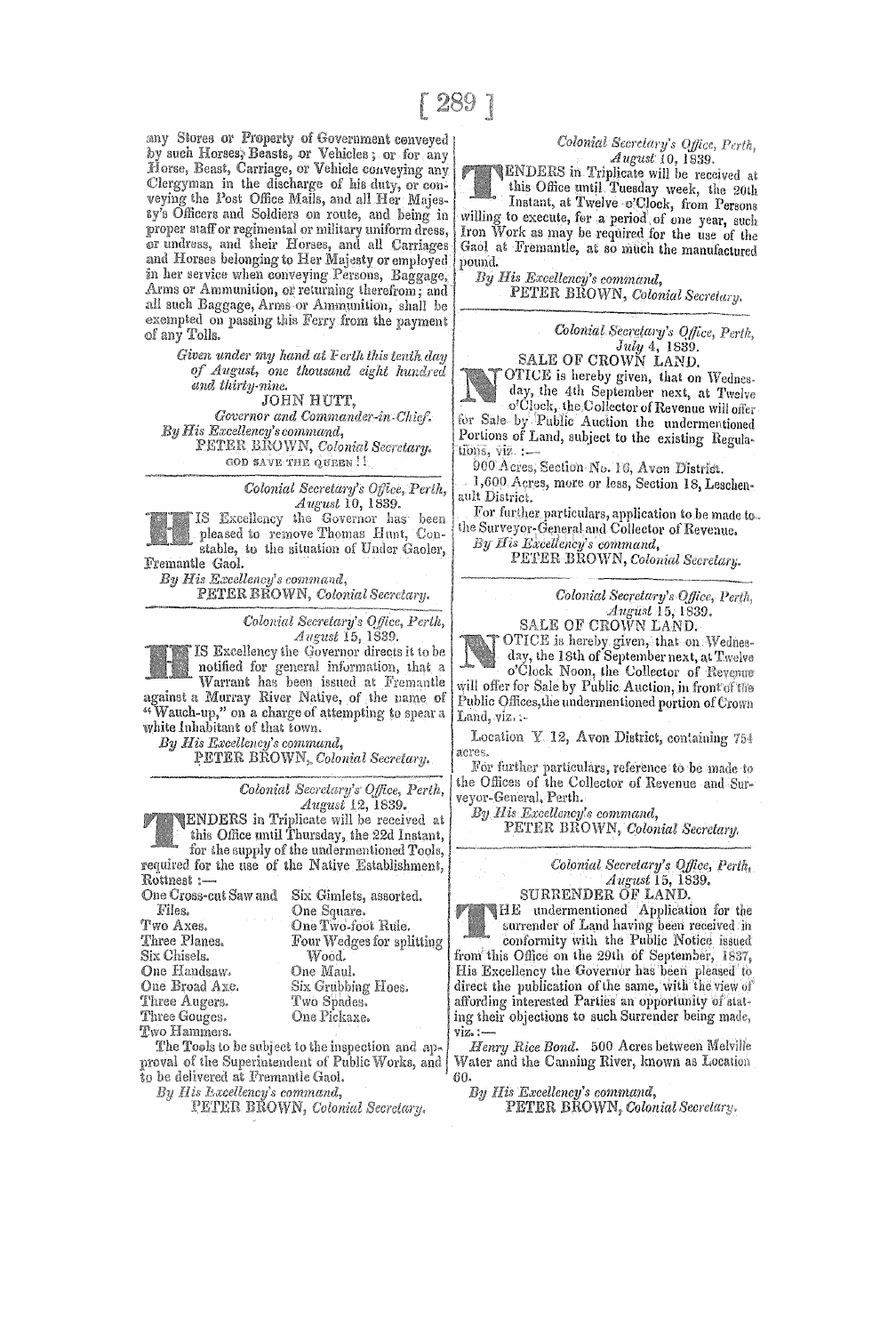any Stores or Property of Government conveyed by such Horses, Beasts, or Vehicles; or for any Horse, Beast, Carriage, or Vehicle conveying any Clergyman in the discharge of his duty, or conveying the Post Office Mails, and all Her Majesty's Officers and Soldiers on route, and being in proper staff or regimental or military uniform dress, or undress, and their Horses, and all Carriages and Horses belonging to Her Majesty or employed in her service when conveying Persons, Baggage, Arms or Ammunition, or returning therefrom; and all such Baggage, Arms or Ammunition, shall be exempted on passing this Ferry from the payment of any Tolls.

*Given under my hand at Perth this tenth day of August, one thousand eight hundred and thirty-nine.*

JOHN HUTT,
*Governor and Commander-in-Chief.*

*By His Excellency's command,*
PETER BROWN, *Colonial Secretary.*

GOD SAVE THE QUEEN!!

---

*Colonial Secretary's Office, Perth,*
*August* 10, 1839.

HIS Excellency the Governor has been pleased to remove Thomas Hunt, Constable, to the situation of Under Gaoler, Fremantle Gaol.

*By His Excellency's command,*
PETER BROWN, *Colonial Secretary.*

---

*Colonial Secretary's Office, Perth,*
*August* 15, 1839.

HIS Excellency the Governor directs it to be notified for general information, that a Warrant has been issued at Fremantle against a Murray River Native, of the name of "Wauch-up," on a charge of attempting to spear a white Inhabitant of that town.

*By His Excellency's command,*
PETER BROWN, *Colonial Secretary.*

---

*Colonial Secretary's Office, Perth,*
*August* 12, 1839.

TENDERS in Triplicate will be received at this Office until Thursday, the 22d Instant, for the supply of the undermentioned Tools, required for the use of the Native Establishment, Rottnest:—

| | |
|---|---|
| One Cross-cut Saw and Files. | Six Gimlets, assorted. |
| Two Axes. | One Square. |
| Three Planes. | One Two-foot Rule. |
| Six Chisels. | Four Wedges for splitting Wood. |
| One Handsaw. | One Maul. |
| One Broad Axe. | Six Grubbing Hoes. |
| Three Augers. | Two Spades. |
| Three Gouges. | One Pickaxe. |
| Two Hammers. | |

The Tools to be subject to the inspection and approval of the Superintendent of Public Works, and to be delivered at Fremantle Gaol.

*By His Excellency's command,*
PETER BROWN, *Colonial Secretary.*

---

*Colonial Secretary's Office, Perth,*
*August* 10, 1839.

TENDERS in Triplicate will be received at this Office until Tuesday week, the 20th Instant, at Twelve o'Clock, from Persons willing to execute, for a period of one year, such Iron Work as may be required for the use of the Gaol at Fremantle, at so much the manufactured pound.

*By His Excellency's command,*
PETER BROWN, *Colonial Secretary.*

---

*Colonial Secretary's Office, Perth,*
*July* 4, 1839.

SALE OF CROWN LAND.

NOTICE is hereby given, that on Wednesday, the 4th September next, at Twelve o'Clock, the Collector of Revenue will offer for Sale by Public Auction the undermentioned Portions of Land, subject to the existing Regulations, viz.:—

900 Acres, Section No. 16, Avon District.

1,600 Acres, more or less, Section 18, Leschenault District.

For further particulars, application to be made to the Surveyor-General and Collector of Revenue.

*By His Excellency's command,*
PETER BROWN, *Colonial Secretary.*

---

*Colonial Secretary's Office, Perth,*
*August* 15, 1839.

SALE OF CROWN LAND.

NOTICE is hereby given, that on Wednesday, the 18th of September next, at Twelve o'Clock Noon, the Collector of Revenue will offer for Sale by Public Auction, in front of the Public Offices, the undermentioned portion of Crown Land, viz.:—

Location Y 12, Avon District, containing 754 acres.

For further particulars, reference to be made to the Offices of the Collector of Revenue and Surveyor-General, Perth.

*By His Excellency's command,*
PETER BROWN, *Colonial Secretary.*

---

*Colonial Secretary's Office, Perth,*
*August* 15, 1839.

SURRENDER OF LAND.

THE undermentioned Application for the surrender of Land having been received in conformity with the Public Notice issued from this Office on the 29th of September, 1837, His Excellency the Governor has been pleased to direct the publication of the same, with the view of affording interested Parties an opportunity of stating their objections to such Surrender being made, viz.:—

*Henry Rice Bond.* 500 Acres between Melville Water and the Canning River, known as Location 60.

*By His Excellency's command,*
PETER BROWN, *Colonial Secretary.*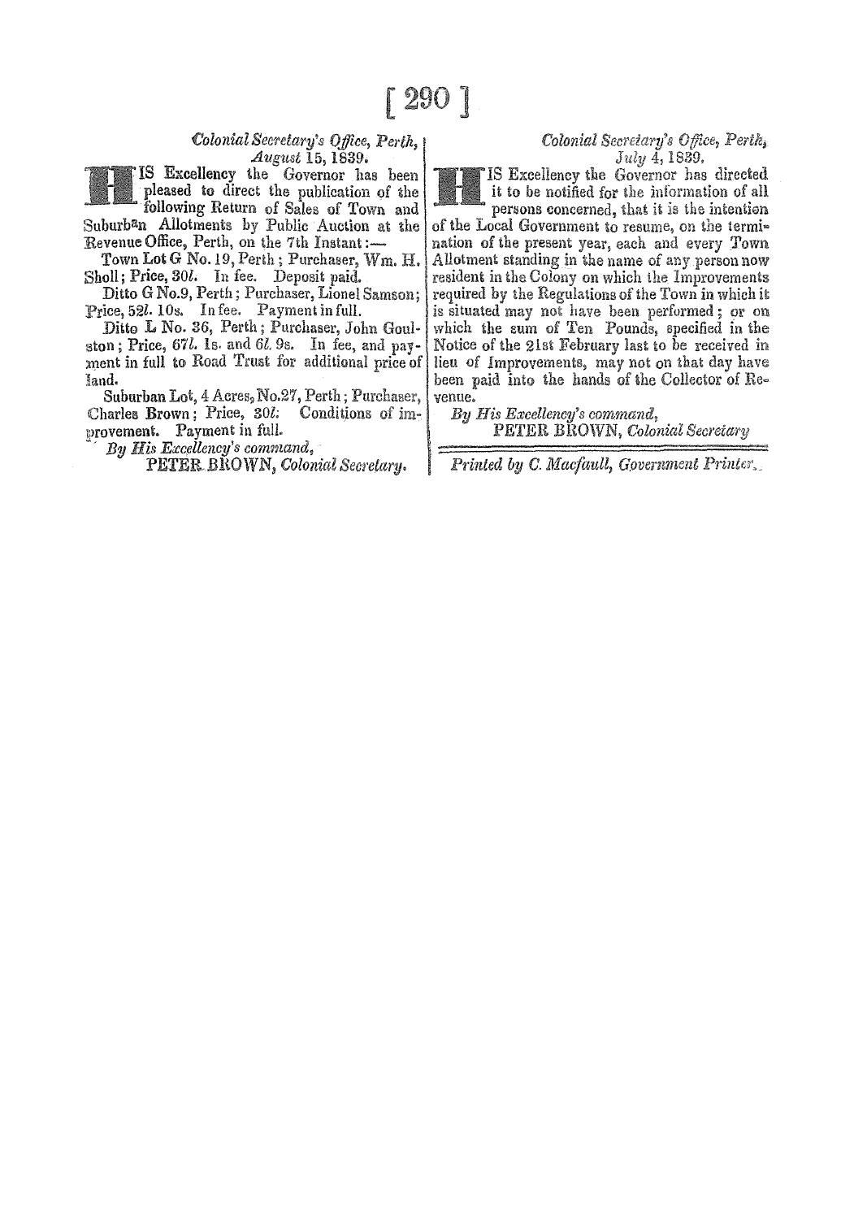*Colonial Secretary's Office, Perth,*
*August 15, 1839.*

HIS Excellency the Governor has been pleased to direct the publication of the following Return of Sales of Town and Suburban Allotments by Public Auction at the Revenue Office, Perth, on the 7th Instant:—

Town Lot G No. 19, Perth; Purchaser, Wm. H. Sholl; Price, 30*l*. In fee. Deposit paid.

Ditto G No. 9, Perth; Purchaser, Lionel Samson; Price, 52*l*. 10s. In fee. Payment in full.

Ditto L No. 36, Perth; Purchaser, John Goulston; Price, 67*l*. 1s. and 6*l*. 9s. In fee, and payment in full to Road Trust for additional price of land.

Suburban Lot, 4 Acres, No. 27, Perth; Purchaser, Charles Brown; Price, 30*l*. Conditions of improvement. Payment in full.

*By His Excellency's command,*
PETER BROWN, *Colonial Secretary.*

*Colonial Secretary's Office, Perth,*
*July 4, 1839.*

HIS Excellency the Governor has directed it to be notified for the information of all persons concerned, that it is the intention of the Local Government to resume, on the termination of the present year, each and every Town Allotment standing in the name of any person now resident in the Colony on which the Improvements required by the Regulations of the Town in which it is situated may not have been performed; or on which the sum of Ten Pounds, specified in the Notice of the 21st February last to be received in lieu of Improvements, may not on that day have been paid into the hands of the Collector of Revenue.

*By His Excellency's command,*
PETER BROWN, *Colonial Secretary*

*Printed by C. Macfaull, Government Printer.*